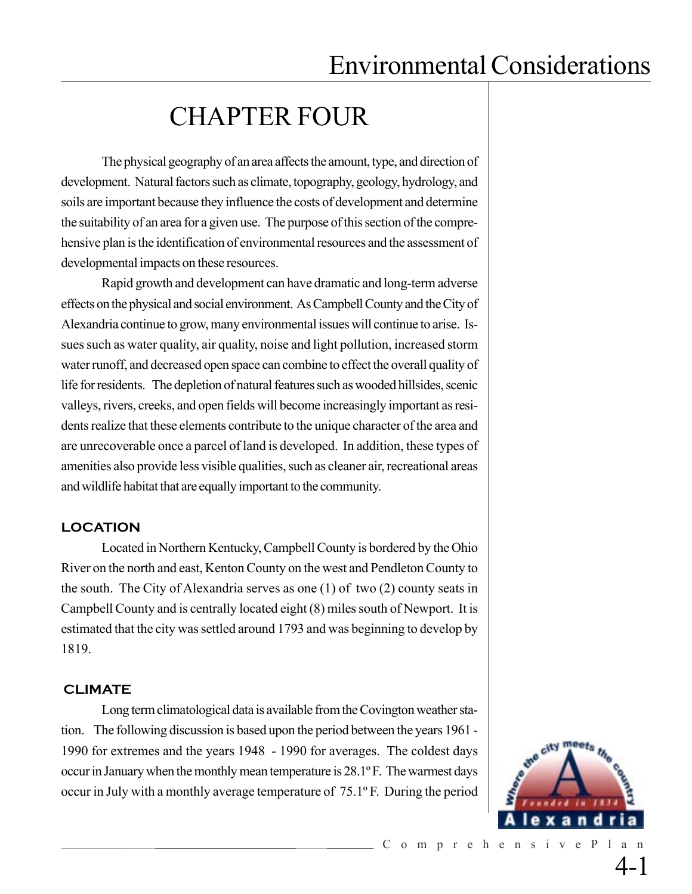# CHAPTER FOUR

The physical geography of an area affects the amount, type, and direction of development. Natural factors such as climate, topography, geology, hydrology, and soils are important because they influence the costs of development and determine the suitability of an area for a given use. The purpose of this section of the comprehensive plan is the identification of environmental resources and the assessment of developmental impacts on these resources.

Rapid growth and development can have dramatic and long-term adverse effects on the physical and social environment. As Campbell County and the City of Alexandria continue to grow, many environmental issues will continue to arise. Issues such as water quality, air quality, noise and light pollution, increased storm water runoff, and decreased open space can combine to effect the overall quality of life for residents. The depletion of natural features such as wooded hillsides, scenic valleys, rivers, creeks, and open fields will become increasingly important as residents realize that these elements contribute to the unique character of the area and are unrecoverable once a parcel of land is developed. In addition, these types of amenities also provide less visible qualities, such as cleaner air, recreational areas and wildlife habitat that are equally important to the community.

## LOCATION

Located in Northern Kentucky, Campbell County is bordered by the Ohio River on the north and east, Kenton County on the west and Pendleton County to the south. The City of Alexandria serves as one (1) of two (2) county seats in Campbell County and is centrally located eight (8) miles south of Newport. It is estimated that the city was settled around 1793 and was beginning to develop by 1819.

## CLIMATE

Long term climatological data is available from the Covington weather station. The following discussion is based upon the period between the years 1961 - 1990 for extremes and the years 1948 - 1990 for averages. The coldest days occur in January when the monthly mean temperature is 28.1º F. The warmest days occur in July with a monthly average temperature of 75.1º F. During the period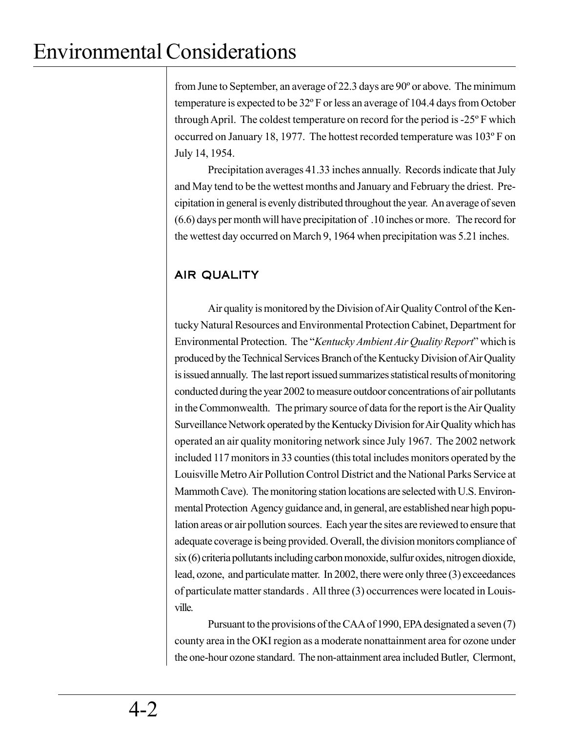from June to September, an average of 22.3 days are 90º or above. The minimum temperature is expected to be 32º F or less an average of 104.4 days from October through April. The coldest temperature on record for the period is -25º F which occurred on January 18, 1977. The hottest recorded temperature was 103º F on July 14, 1954.

Precipitation averages 41.33 inches annually. Records indicate that July and May tend to be the wettest months and January and February the driest. Precipitation in general is evenly distributed throughout the year. An average of seven (6.6) days per month will have precipitation of .10 inches or more. The record for the wettest day occurred on March 9, 1964 when precipitation was 5.21 inches.

## AIR QUALITY

Air quality is monitored by the Division of Air Quality Control of the Kentucky Natural Resources and Environmental Protection Cabinet, Department for Environmental Protection. The "*Kentucky Ambient Air Quality Report*" which is produced by the Technical Services Branch of the Kentucky Division of Air Quality is issued annually. The last report issued summarizes statistical results of monitoring conducted during the year 2002 to measure outdoor concentrations of air pollutants in the Commonwealth. The primary source of data for the report is the Air Quality Surveillance Network operated by the Kentucky Division for Air Quality which has operated an air quality monitoring network since July 1967. The 2002 network included 117 monitors in 33 counties (this total includes monitors operated by the Louisville Metro Air Pollution Control District and the National Parks Service at Mammoth Cave). The monitoring station locations are selected with U.S. Environmental Protection Agency guidance and, in general, are established near high population areas or air pollution sources. Each year the sites are reviewed to ensure that adequate coverage is being provided. Overall, the division monitors compliance of six (6) criteria pollutants including carbon monoxide, sulfur oxides, nitrogen dioxide, lead, ozone, and particulate matter. In 2002, there were only three (3) exceedances of particulate matter standards . All three (3) occurrences were located in Louisville.

Pursuant to the provisions of the CAA of 1990, EPA designated a seven (7) county area in the OKI region as a moderate nonattainment area for ozone under the one-hour ozone standard. The non-attainment area included Butler, Clermont,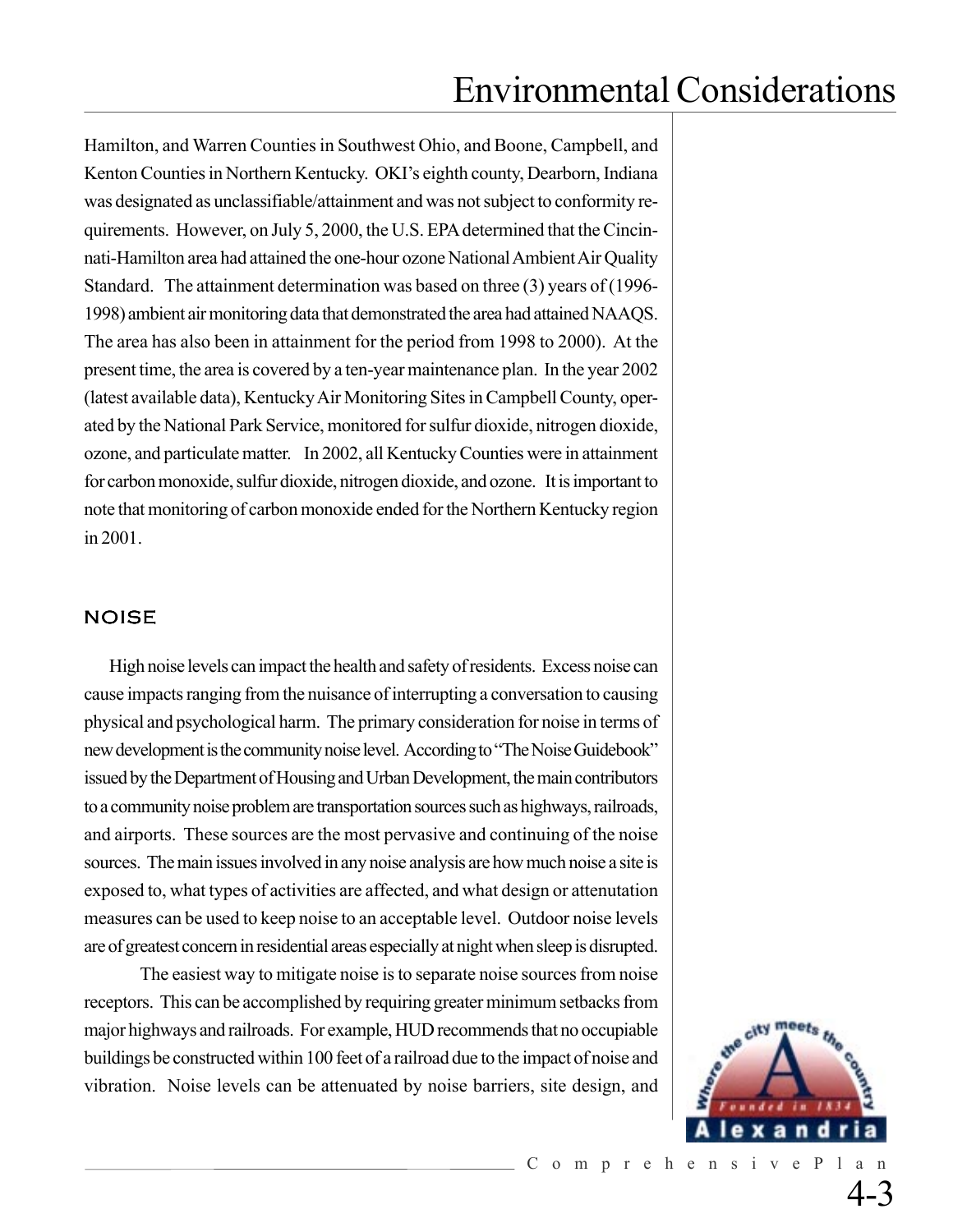Hamilton, and Warren Counties in Southwest Ohio, and Boone, Campbell, and Kenton Counties in Northern Kentucky. OKI's eighth county, Dearborn, Indiana was designated as unclassifiable/attainment and was not subject to conformity requirements. However, on July 5, 2000, the U.S. EPA determined that the Cincinnati-Hamilton area had attained the one-hour ozone National Ambient Air Quality Standard. The attainment determination was based on three (3) years of (1996-1998) ambient air monitoring data that demonstrated the area had attained NAAQS. The area has also been in attainment for the period from 1998 to 2000). At the present time, the area is covered by a ten-year maintenance plan. In the year 2002 (latest available data), Kentucky Air Monitoring Sites in Campbell County, operated by the National Park Service, monitored for sulfur dioxide, nitrogen dioxide, ozone, and particulate matter. In 2002, all Kentucky Counties were in attainment for carbon monoxide, sulfur dioxide, nitrogen dioxide, and ozone. It is important to note that monitoring of carbon monoxide ended for the Northern Kentucky region in 2001.

## NOISE

High noise levels can impact the health and safety of residents. Excess noise can cause impacts ranging from the nuisance of interrupting a conversation to causing physical and psychological harm. The primary consideration for noise in terms of new development is the community noise level. According to "The Noise Guidebook" issued by the Department of Housing and Urban Development, the main contributors to a community noise problem are transportation sources such as highways, railroads, and airports. These sources are the most pervasive and continuing of the noise sources. The main issues involved in any noise analysis are how much noise a site is exposed to, what types of activities are affected, and what design or attenutation measures can be used to keep noise to an acceptable level. Outdoor noise levels are of greatest concern in residential areas especially at night when sleep is disrupted.

The easiest way to mitigate noise is to separate noise sources from noise receptors. This can be accomplished by requiring greater minimum setbacks from major highways and railroads. For example, HUD recommends that no occupiable buildings be constructed within 100 feet of a railroad due to the impact of noise and vibration. Noise levels can be attenuated by noise barriers, site design, and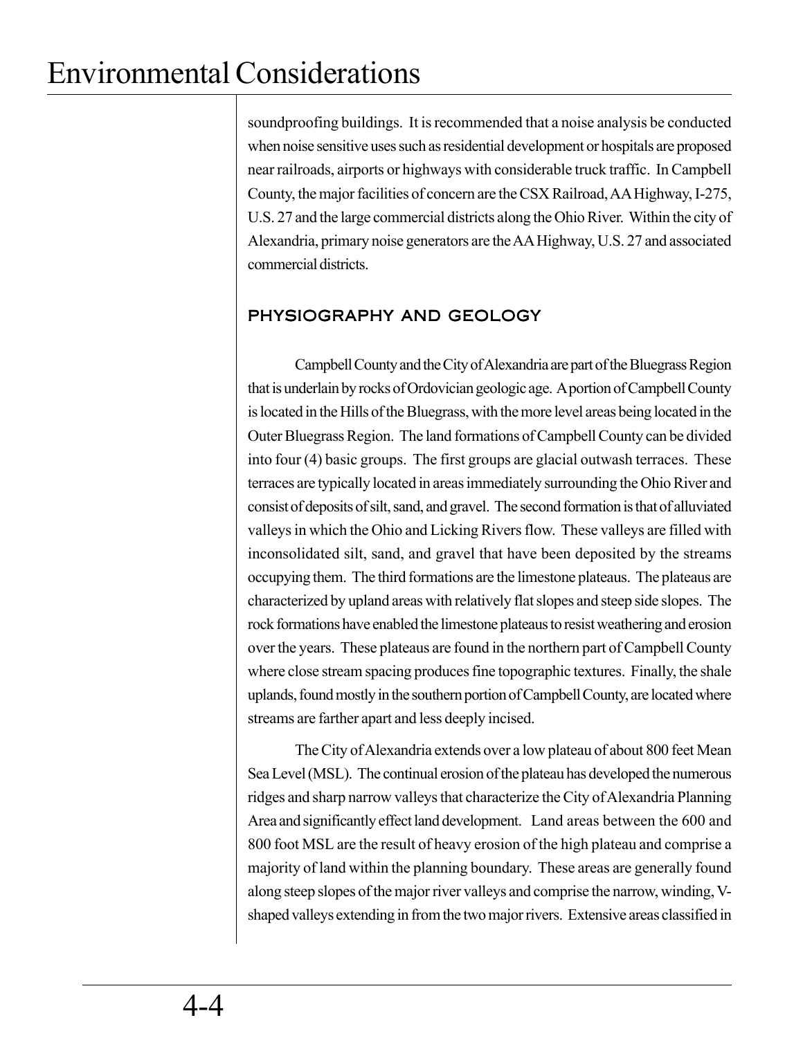soundproofing buildings. It is recommended that a noise analysis be conducted when noise sensitive uses such as residential development or hospitals are proposed near railroads, airports or highways with considerable truck traffic. In Campbell County, the major facilities of concern are the CSX Railroad, AA Highway, I-275, U.S. 27 and the large commercial districts along the Ohio River. Within the city of Alexandria, primary noise generators are the AA Highway, U.S. 27 and associated commercial districts.

## PHYSIOGRAPHY AND GEOLOGY

Campbell County and the City of Alexandria are part of the Bluegrass Region that is underlain by rocks of Ordovician geologic age. A portion of Campbell County is located in the Hills of the Bluegrass, with the more level areas being located in the Outer Bluegrass Region. The land formations of Campbell County can be divided into four (4) basic groups. The first groups are glacial outwash terraces. These terraces are typically located in areas immediately surrounding the Ohio River and consist of deposits of silt, sand, and gravel. The second formation is that of alluviated valleys in which the Ohio and Licking Rivers flow. These valleys are filled with inconsolidated silt, sand, and gravel that have been deposited by the streams occupying them. The third formations are the limestone plateaus. The plateaus are characterized by upland areas with relatively flat slopes and steep side slopes. The rock formations have enabled the limestone plateaus to resist weathering and erosion over the years. These plateaus are found in the northern part of Campbell County where close stream spacing produces fine topographic textures. Finally, the shale uplands, found mostly in the southern portion of Campbell County, are located where streams are farther apart and less deeply incised.

The City of Alexandria extends over a low plateau of about 800 feet Mean Sea Level (MSL). The continual erosion of the plateau has developed the numerous ridges and sharp narrow valleys that characterize the City of Alexandria Planning Area and significantly effect land development. Land areas between the 600 and 800 foot MSL are the result of heavy erosion of the high plateau and comprise a majority of land within the planning boundary. These areas are generally found along steep slopes of the major river valleys and comprise the narrow, winding, V-shaped valleys extending in from the two major rivers. Extensive areas classified in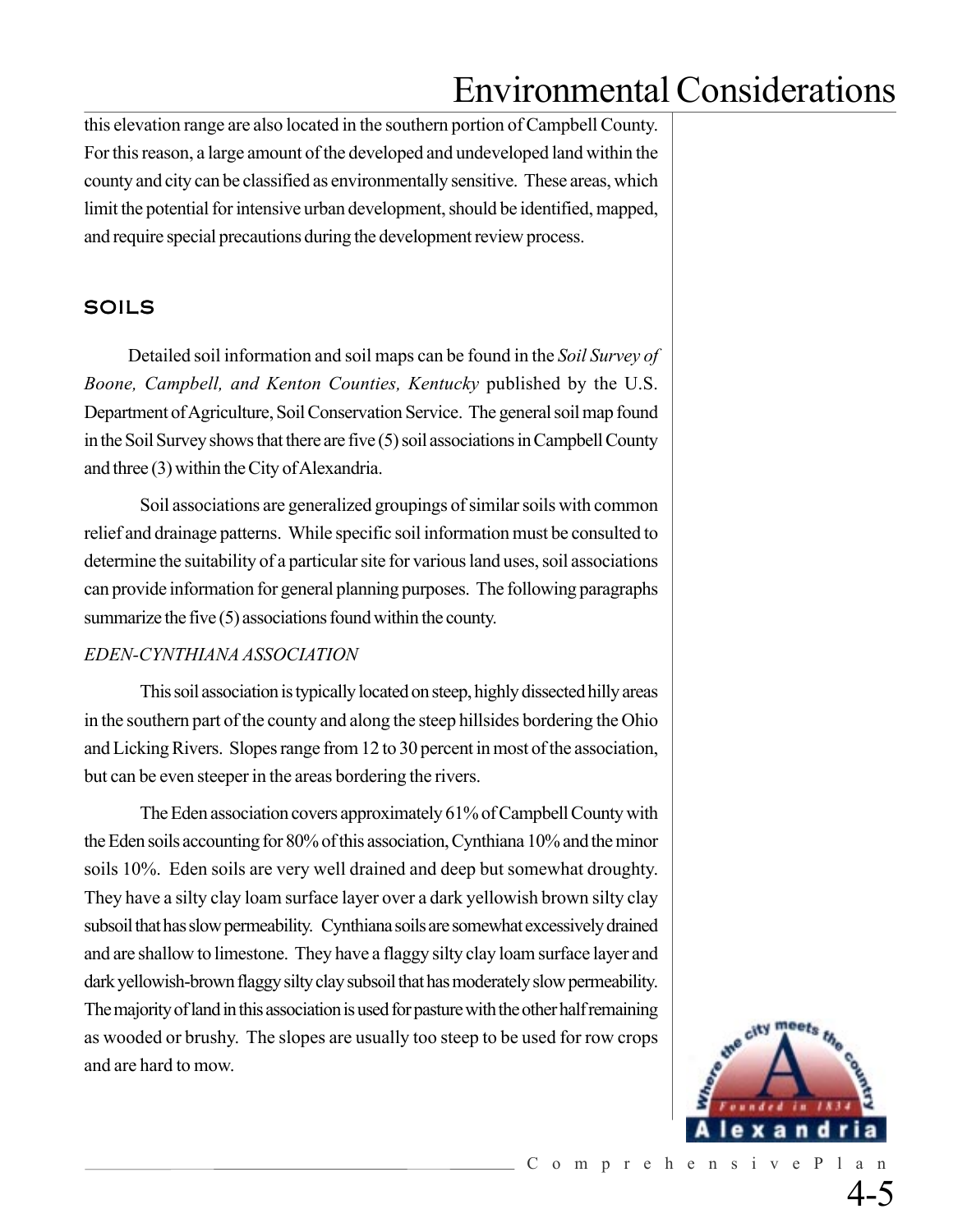this elevation range are also located in the southern portion of Campbell County. For this reason, a large amount of the developed and undeveloped land within the county and city can be classified as environmentally sensitive. These areas, which limit the potential for intensive urban development, should be identified, mapped, and require special precautions during the development review process.

## SOILS

Detailed soil information and soil maps can be found in the *Soil Survey of Boone, Campbell, and Kenton Counties, Kentucky* published by the U.S. Department of Agriculture, Soil Conservation Service. The general soil map found in the Soil Survey shows that there are five (5) soil associations in Campbell County and three (3) within the City of Alexandria.

Soil associations are generalized groupings of similar soils with common relief and drainage patterns. While specific soil information must be consulted to determine the suitability of a particular site for various land uses, soil associations can provide information for general planning purposes. The following paragraphs summarize the five (5) associations found within the county.

### *EDEN-CYNTHIANA ASSOCIATION*

This soil association is typically located on steep, highly dissected hilly areas in the southern part of the county and along the steep hillsides bordering the Ohio and Licking Rivers. Slopes range from 12 to 30 percent in most of the association, but can be even steeper in the areas bordering the rivers.

The Eden association covers approximately 61% of Campbell County with the Eden soils accounting for 80% of this association, Cynthiana 10% and the minor soils 10%. Eden soils are very well drained and deep but somewhat droughty. They have a silty clay loam surface layer over a dark yellowish brown silty clay subsoil that has slow permeability. Cynthiana soils are somewhat excessively drained and are shallow to limestone. They have a flaggy silty clay loam surface layer and dark yellowish-brown flaggy silty clay subsoil that has moderately slow permeability. The majority of land in this association is used for pasture with the other half remaining as wooded or brushy. The slopes are usually too steep to be used for row crops and are hard to mow.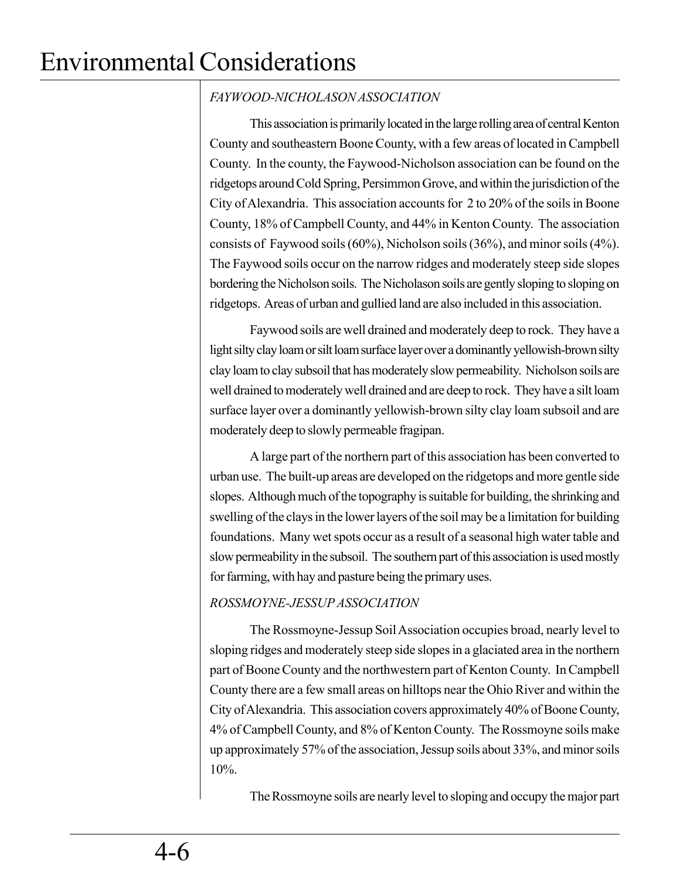*FAYWOOD-NICHOLASON ASSOCIATION*

This association is primarily located in the large rolling area of central Kenton County and southeastern Boone County, with a few areas of located in Campbell County. In the county, the Faywood-Nicholson association can be found on the ridgetops around Cold Spring, Persimmon Grove, and within the jurisdiction of the City of Alexandria. This association accounts for 2 to 20% of the soils in Boone County, 18% of Campbell County, and 44% in Kenton County. The association consists of Faywood soils (60%), Nicholson soils (36%), and minor soils (4%). The Faywood soils occur on the narrow ridges and moderately steep side slopes bordering the Nicholson soils. The Nicholason soils are gently sloping to sloping on ridgetops. Areas of urban and gullied land are also included in this association.

Faywood soils are well drained and moderately deep to rock. They have a light silty clay loam or silt loam surface layer over a dominantly yellowish-brown silty clay loam to clay subsoil that has moderately slow permeability. Nicholson soils are well drained to moderately well drained and are deep to rock. They have a silt loam surface layer over a dominantly yellowish-brown silty clay loam subsoil and are moderately deep to slowly permeable fragipan.

A large part of the northern part of this association has been converted to urban use. The built-up areas are developed on the ridgetops and more gentle side slopes. Although much of the topography is suitable for building, the shrinking and swelling of the clays in the lower layers of the soil may be a limitation for building foundations. Many wet spots occur as a result of a seasonal high water table and slow permeability in the subsoil. The southern part of this association is used mostly for farming, with hay and pasture being the primary uses.

*ROSSMOYNE-JESSUP ASSOCIATION*

The Rossmoyne-Jessup Soil Association occupies broad, nearly level to sloping ridges and moderately steep side slopes in a glaciated area in the northern part of Boone County and the northwestern part of Kenton County. In Campbell County there are a few small areas on hilltops near the Ohio River and within the City of Alexandria. This association covers approximately 40% of Boone County, 4% of Campbell County, and 8% of Kenton County. The Rossmoyne soils make up approximately 57% of the association, Jessup soils about 33%, and minor soils 10%.

The Rossmoyne soils are nearly level to sloping and occupy the major part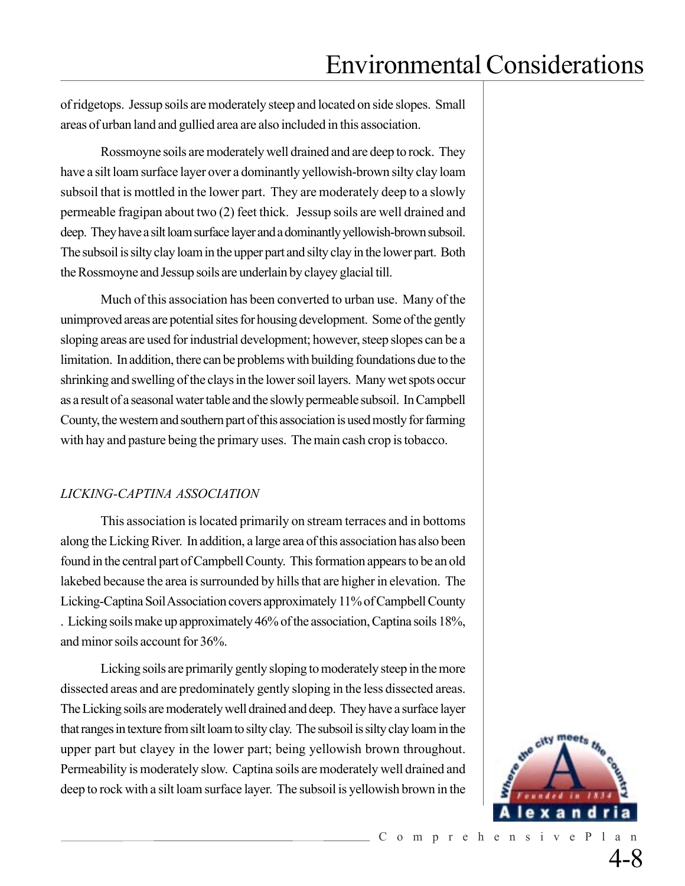of ridgetops. Jessup soils are moderately steep and located on side slopes. Small areas of urban land and gullied area are also included in this association.

Rossmoyne soils are moderately well drained and are deep to rock. They have a silt loam surface layer over a dominantly yellowish-brown silty clay loam subsoil that is mottled in the lower part. They are moderately deep to a slowly permeable fragipan about two (2) feet thick. Jessup soils are well drained and deep. They have a silt loam surface layer and a dominantly yellowish-brown subsoil. The subsoil is silty clay loam in the upper part and silty clay in the lower part. Both the Rossmoyne and Jessup soils are underlain by clayey glacial till.

Much of this association has been converted to urban use. Many of the unimproved areas are potential sites for housing development. Some of the gently sloping areas are used for industrial development; however, steep slopes can be a limitation. In addition, there can be problems with building foundations due to the shrinking and swelling of the clays in the lower soil layers. Many wet spots occur as a result of a seasonal water table and the slowly permeable subsoil. In Campbell County, the western and southern part of this association is used mostly for farming with hay and pasture being the primary uses. The main cash crop is tobacco.

*LICKING-CAPTINA ASSOCIATION*

This association is located primarily on stream terraces and in bottoms along the Licking River. In addition, a large area of this association has also been found in the central part of Campbell County. This formation appears to be an old lakebed because the area is surrounded by hills that are higher in elevation. The Licking-Captina Soil Association covers approximately 11% of Campbell County . Licking soils make up approximately 46% of the association, Captina soils 18%, and minor soils account for 36%.

Licking soils are primarily gently sloping to moderately steep in the more dissected areas and are predominately gently sloping in the less dissected areas. The Licking soils are moderately well drained and deep. They have a surface layer that ranges in texture from silt loam to silty clay. The subsoil is silty clay loam in the upper part but clayey in the lower part; being yellowish brown throughout. Permeability is moderately slow. Captina soils are moderately well drained and deep to rock with a silt loam surface layer. The subsoil is yellowish brown in the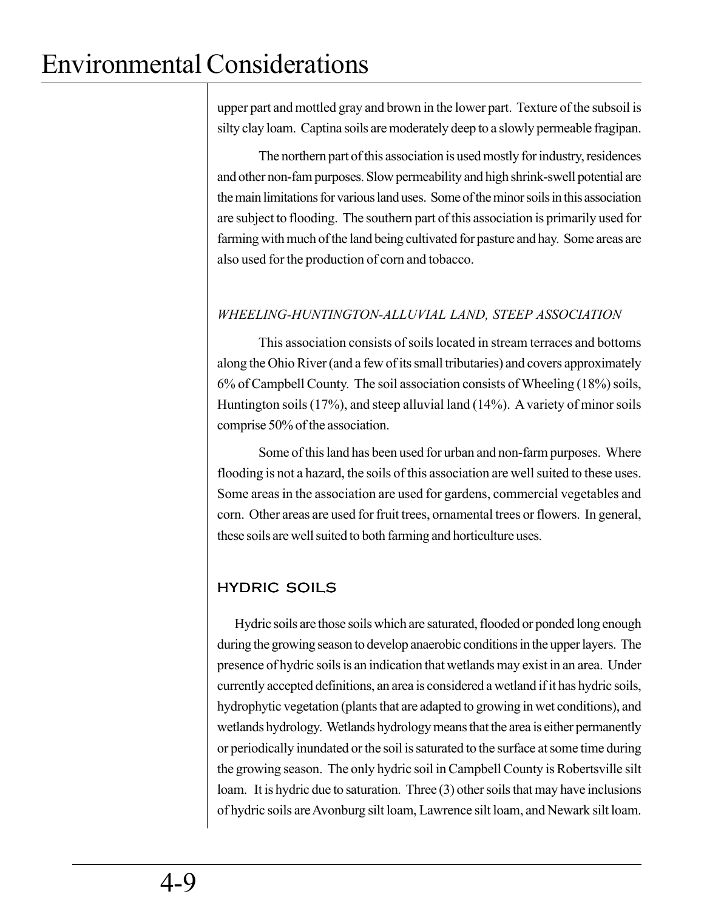upper part and mottled gray and brown in the lower part. Texture of the subsoil is silty clay loam. Captina soils are moderately deep to a slowly permeable fragipan.

The northern part of this association is used mostly for industry, residences and other non-fam purposes. Slow permeability and high shrink-swell potential are the main limitations for various land uses. Some of the minor soils in this association are subject to flooding. The southern part of this association is primarily used for farming with much of the land being cultivated for pasture and hay. Some areas are also used for the production of corn and tobacco.

*WHEELING-HUNTINGTON-ALLUVIAL LAND, STEEP ASSOCIATION*

This association consists of soils located in stream terraces and bottoms along the Ohio River (and a few of its small tributaries) and covers approximately 6% of Campbell County. The soil association consists of Wheeling (18%) soils, Huntington soils (17%), and steep alluvial land (14%). A variety of minor soils comprise 50% of the association.

Some of this land has been used for urban and non-farm purposes. Where flooding is not a hazard, the soils of this association are well suited to these uses. Some areas in the association are used for gardens, commercial vegetables and corn. Other areas are used for fruit trees, ornamental trees or flowers. In general, these soils are well suited to both farming and horticulture uses.

## HYDRIC SOILS

Hydric soils are those soils which are saturated, flooded or ponded long enough during the growing season to develop anaerobic conditions in the upper layers. The presence of hydric soils is an indication that wetlands may exist in an area. Under currently accepted definitions, an area is considered a wetland if it has hydric soils, hydrophytic vegetation (plants that are adapted to growing in wet conditions), and wetlands hydrology. Wetlands hydrology means that the area is either permanently or periodically inundated or the soil is saturated to the surface at some time during the growing season. The only hydric soil in Campbell County is Robertsville silt loam. It is hydric due to saturation. Three (3) other soils that may have inclusions of hydric soils are Avonburg silt loam, Lawrence silt loam, and Newark silt loam.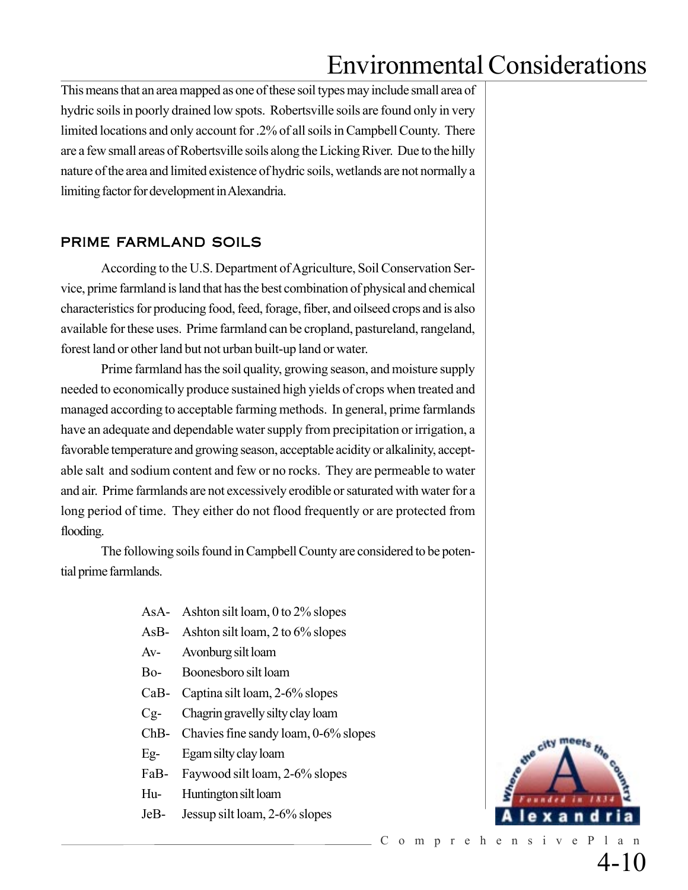This means that an area mapped as one of these soil types may include small area of hydric soils in poorly drained low spots. Robertsville soils are found only in very limited locations and only account for .2% of all soils in Campbell County. There are a few small areas of Robertsville soils along the Licking River. Due to the hilly nature of the area and limited existence of hydric soils, wetlands are not normally a limiting factor for development in Alexandria.

## PRIME FARMLAND SOILS

According to the U.S. Department of Agriculture, Soil Conservation Service, prime farmland is land that has the best combination of physical and chemical characteristics for producing food, feed, forage, fiber, and oilseed crops and is also available for these uses. Prime farmland can be cropland, pastureland, rangeland, forest land or other land but not urban built-up land or water.

Prime farmland has the soil quality, growing season, and moisture supply needed to economically produce sustained high yields of crops when treated and managed according to acceptable farming methods. In general, prime farmlands have an adequate and dependable water supply from precipitation or irrigation, a favorable temperature and growing season, acceptable acidity or alkalinity, acceptable salt and sodium content and few or no rocks. They are permeable to water and air. Prime farmlands are not excessively erodible or saturated with water for a long period of time. They either do not flood frequently or are protected from flooding.

The following soils found in Campbell County are considered to be potential prime farmlands.

- AsA- Ashton silt loam, 0 to 2% slopes
- AsB- Ashton silt loam, 2 to 6% slopes
- Av- Avonburg silt loam
- Bo- Boonesboro silt loam
- CaB- Captina silt loam, 2-6% slopes
- Cg- Chagrin gravelly silty clay loam
- ChB- Chavies fine sandy loam, 0-6% slopes
- Eg- Egam silty clay loam
- FaB- Faywood silt loam, 2-6% slopes
- Hu- Huntington silt loam
- JeB- Jessup silt loam, 2-6% slopes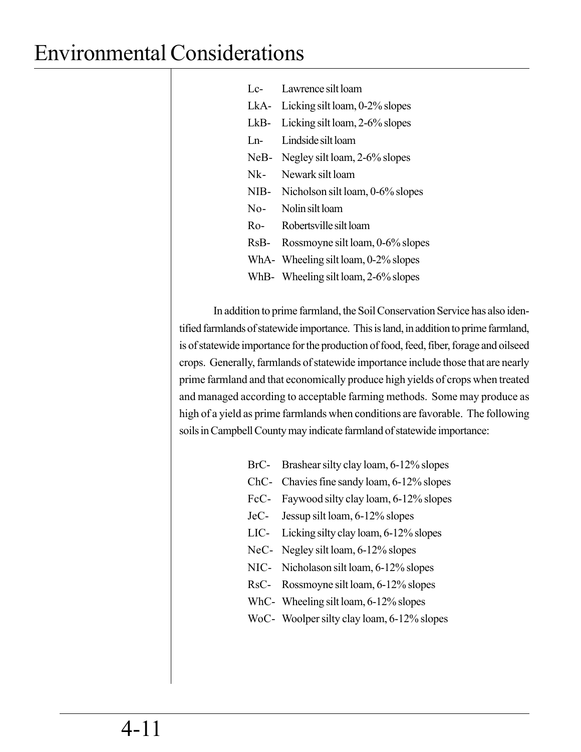- Lc- Lawrence silt loam
- LkA- Licking silt loam, 0-2% slopes
- LkB- Licking silt loam, 2-6% slopes
- Ln- Lindside silt loam
- NeB- Negley silt loam, 2-6% slopes
- Nk- Newark silt loam
- NIB- Nicholson silt loam, 0-6% slopes
- No- Nolin silt loam
- Ro- Robertsville silt loam
- RsB- Rossmoyne silt loam, 0-6% slopes
- WhA- Wheeling silt loam, 0-2% slopes
- WhB- Wheeling silt loam, 2-6% slopes

In addition to prime farmland, the Soil Conservation Service has also identified farmlands of statewide importance. This is land, in addition to prime farmland, is of statewide importance for the production of food, feed, fiber, forage and oilseed crops. Generally, farmlands of statewide importance include those that are nearly prime farmland and that economically produce high yields of crops when treated and managed according to acceptable farming methods. Some may produce as high of a yield as prime farmlands when conditions are favorable. The following soils in Campbell County may indicate farmland of statewide importance:

- BrC- Brashear silty clay loam, 6-12% slopes
- ChC- Chavies fine sandy loam, 6-12% slopes
- FcC- Faywood silty clay loam, 6-12% slopes
- JeC- Jessup silt loam, 6-12% slopes
- LIC- Licking silty clay loam, 6-12% slopes
- NeC- Negley silt loam, 6-12% slopes
- NIC- Nicholason silt loam, 6-12% slopes
- RsC- Rossmoyne silt loam, 6-12% slopes
- WhC- Wheeling silt loam, 6-12% slopes
- WoC- Woolper silty clay loam, 6-12% slopes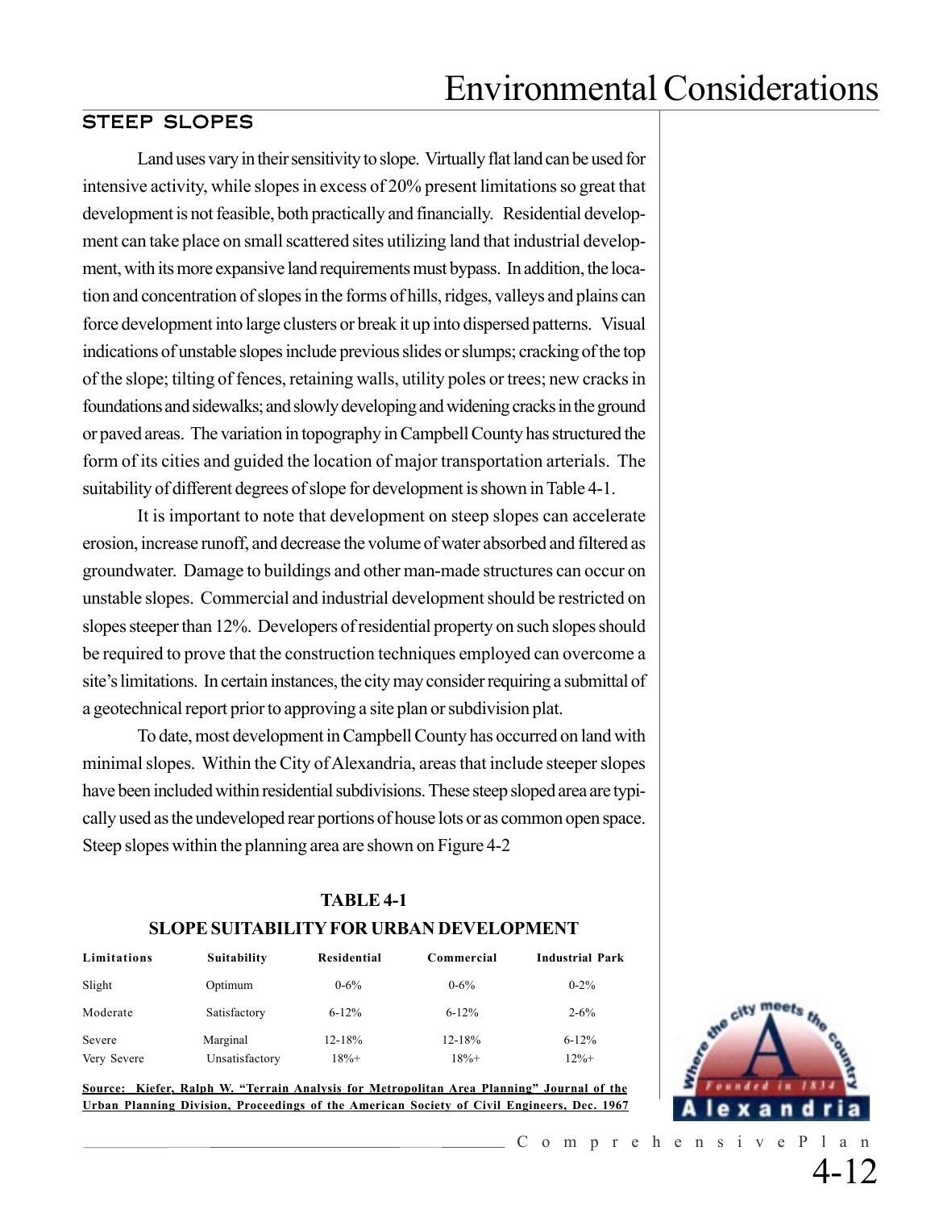## STEEP SLOPES

Land uses vary in their sensitivity to slope. Virtually flat land can be used for intensive activity, while slopes in excess of 20% present limitations so great that development is not feasible, both practically and financially. Residential development can take place on small scattered sites utilizing land that industrial development, with its more expansive land requirements must bypass. In addition, the location and concentration of slopes in the forms of hills, ridges, valleys and plains can force development into large clusters or break it up into dispersed patterns. Visual indications of unstable slopes include previous slides or slumps; cracking of the top of the slope; tilting of fences, retaining walls, utility poles or trees; new cracks in foundations and sidewalks; and slowly developing and widening cracks in the ground or paved areas. The variation in topography in Campbell County has structured the form of its cities and guided the location of major transportation arterials. The suitability of different degrees of slope for development is shown in Table 4-1.

It is important to note that development on steep slopes can accelerate erosion, increase runoff, and decrease the volume of water absorbed and filtered as groundwater. Damage to buildings and other man-made structures can occur on unstable slopes. Commercial and industrial development should be restricted on slopes steeper than 12%. Developers of residential property on such slopes should be required to prove that the construction techniques employed can overcome a site's limitations. In certain instances, the city may consider requiring a submittal of a geotechnical report prior to approving a site plan or subdivision plat.

To date, most development in Campbell County has occurred on land with minimal slopes. Within the City of Alexandria, areas that include steeper slopes have been included within residential subdivisions. These steep sloped area are typically used as the undeveloped rear portions of house lots or as common open space. Steep slopes within the planning area are shown on Figure 4-2

**TABLE 4-1**
**SLOPE SUITABILITY FOR URBAN DEVELOPMENT**

| Limitations | Suitability | Residential | Commercial | Industrial Park |
|---|---|---|---|---|
| Slight | Optimum | 0-6% | 0-6% | 0-2% |
| Moderate | Satisfactory | 6-12% | 6-12% | 2-6% |
| Severe | Marginal | 12-18% | 12-18% | 6-12% |
| Very Severe | Unsatisfactory | 18%+ | 18%+ | 12%+ |

**Source: Kiefer, Ralph W. "Terrain Analysis for Metropolitan Area Planning" Journal of the Urban Planning Division, Proceedings of the American Society of Civil Engineers, Dec. 1967**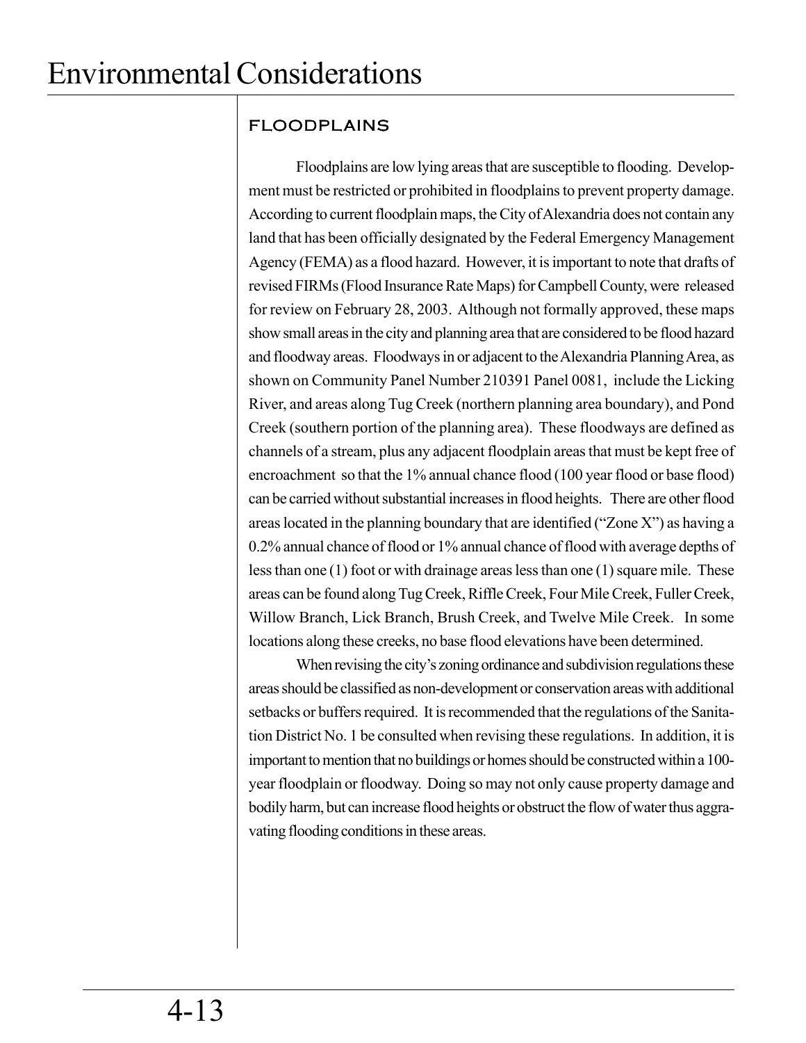## FLOODPLAINS

Floodplains are low lying areas that are susceptible to flooding. Development must be restricted or prohibited in floodplains to prevent property damage. According to current floodplain maps, the City of Alexandria does not contain any land that has been officially designated by the Federal Emergency Management Agency (FEMA) as a flood hazard. However, it is important to note that drafts of revised FIRMs (Flood Insurance Rate Maps) for Campbell County, were released for review on February 28, 2003. Although not formally approved, these maps show small areas in the city and planning area that are considered to be flood hazard and floodway areas. Floodways in or adjacent to the Alexandria Planning Area, as shown on Community Panel Number 210391 Panel 0081, include the Licking River, and areas along Tug Creek (northern planning area boundary), and Pond Creek (southern portion of the planning area). These floodways are defined as channels of a stream, plus any adjacent floodplain areas that must be kept free of encroachment so that the 1% annual chance flood (100 year flood or base flood) can be carried without substantial increases in flood heights. There are other flood areas located in the planning boundary that are identified ("Zone X") as having a 0.2% annual chance of flood or 1% annual chance of flood with average depths of less than one (1) foot or with drainage areas less than one (1) square mile. These areas can be found along Tug Creek, Riffle Creek, Four Mile Creek, Fuller Creek, Willow Branch, Lick Branch, Brush Creek, and Twelve Mile Creek. In some locations along these creeks, no base flood elevations have been determined.

When revising the city's zoning ordinance and subdivision regulations these areas should be classified as non-development or conservation areas with additional setbacks or buffers required. It is recommended that the regulations of the Sanitation District No. 1 be consulted when revising these regulations. In addition, it is important to mention that no buildings or homes should be constructed within a 100-year floodplain or floodway. Doing so may not only cause property damage and bodily harm, but can increase flood heights or obstruct the flow of water thus aggravating flooding conditions in these areas.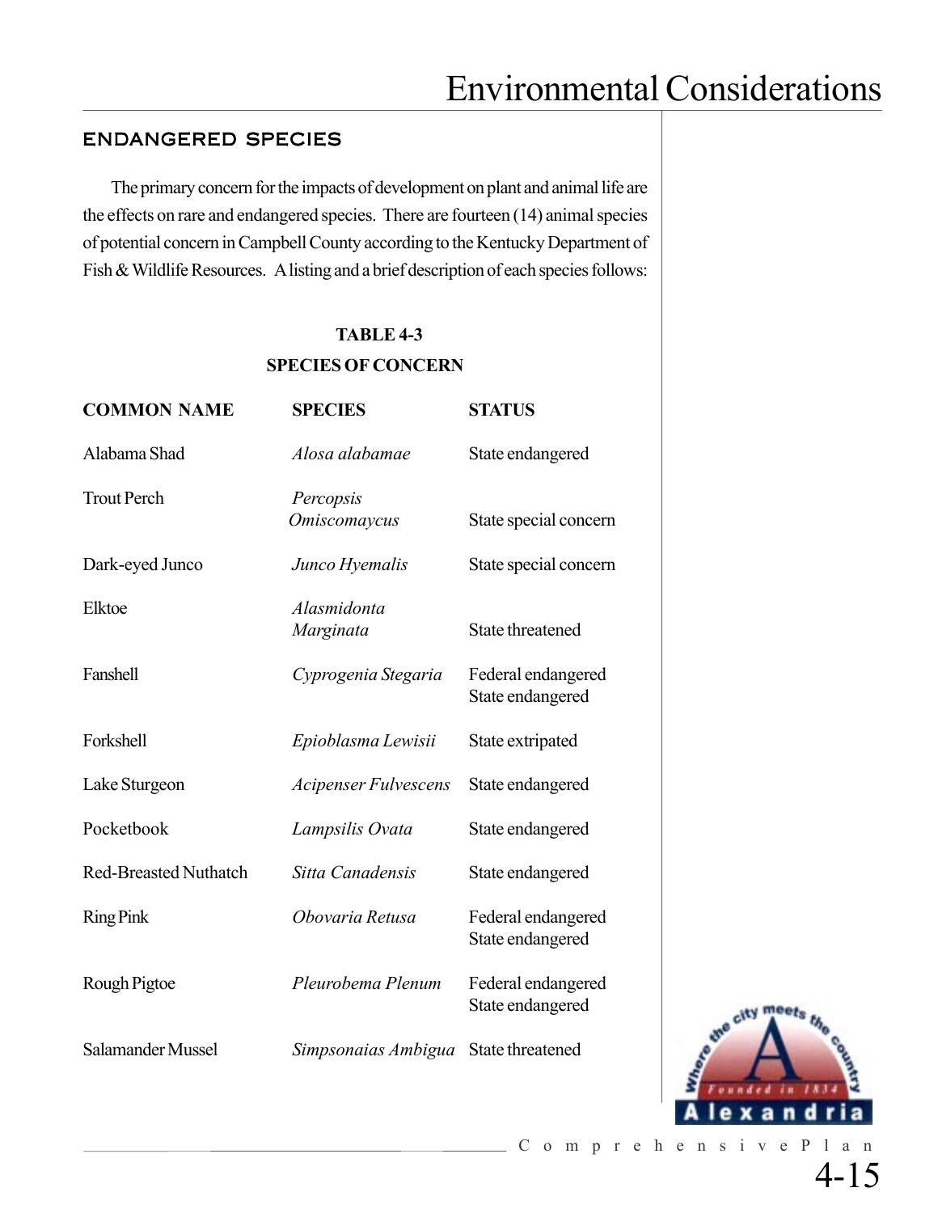## ENDANGERED SPECIES

The primary concern for the impacts of development on plant and animal life are the effects on rare and endangered species. There are fourteen (14) animal species of potential concern in Campbell County according to the Kentucky Department of Fish & Wildlife Resources. A listing and a brief description of each species follows:

**TABLE 4-3**
**SPECIES OF CONCERN**

| COMMON NAME | SPECIES | STATUS |
|---|---|---|
| Alabama Shad | *Alosa alabamae* | State endangered |
| Trout Perch | *Percopsis Omiscomaycus* | State special concern |
| Dark-eyed Junco | *Junco Hyemalis* | State special concern |
| Elktoe | *Alasmidonta Marginata* | State threatened |
| Fanshell | *Cyprogenia Stegaria* | Federal endangered State endangered |
| Forkshell | *Epioblasma Lewisii* | State extripated |
| Lake Sturgeon | *Acipenser Fulvescens* | State endangered |
| Pocketbook | *Lampsilis Ovata* | State endangered |
| Red-Breasted Nuthatch | *Sitta Canadensis* | State endangered |
| Ring Pink | *Obovaria Retusa* | Federal endangered State endangered |
| Rough Pigtoe | *Pleurobema Plenum* | Federal endangered State endangered |
| Salamander Mussel | *Simpsonaias Ambigua* | State threatened |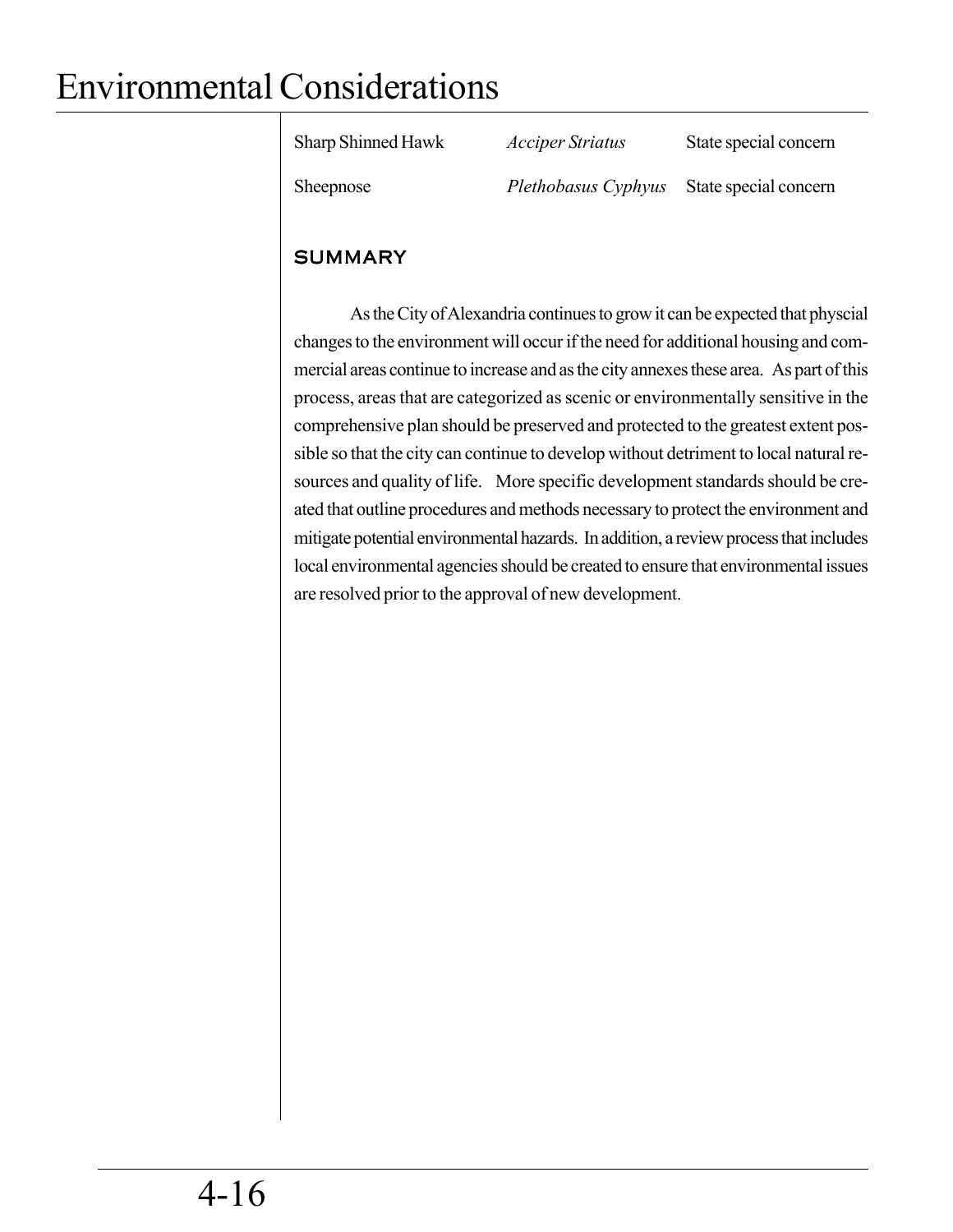| | | |
|---|---|---|
| Sharp Shinned Hawk | *Acciper Striatus* | State special concern |
| Sheepnose | *Plethobasus Cyphyus* | State special concern |

## SUMMARY

As the City of Alexandria continues to grow it can be expected that physcial changes to the environment will occur if the need for additional housing and commercial areas continue to increase and as the city annexes these area. As part of this process, areas that are categorized as scenic or environmentally sensitive in the comprehensive plan should be preserved and protected to the greatest extent possible so that the city can continue to develop without detriment to local natural resources and quality of life. More specific development standards should be created that outline procedures and methods necessary to protect the environment and mitigate potential environmental hazards. In addition, a review process that includes local environmental agencies should be created to ensure that environmental issues are resolved prior to the approval of new development.